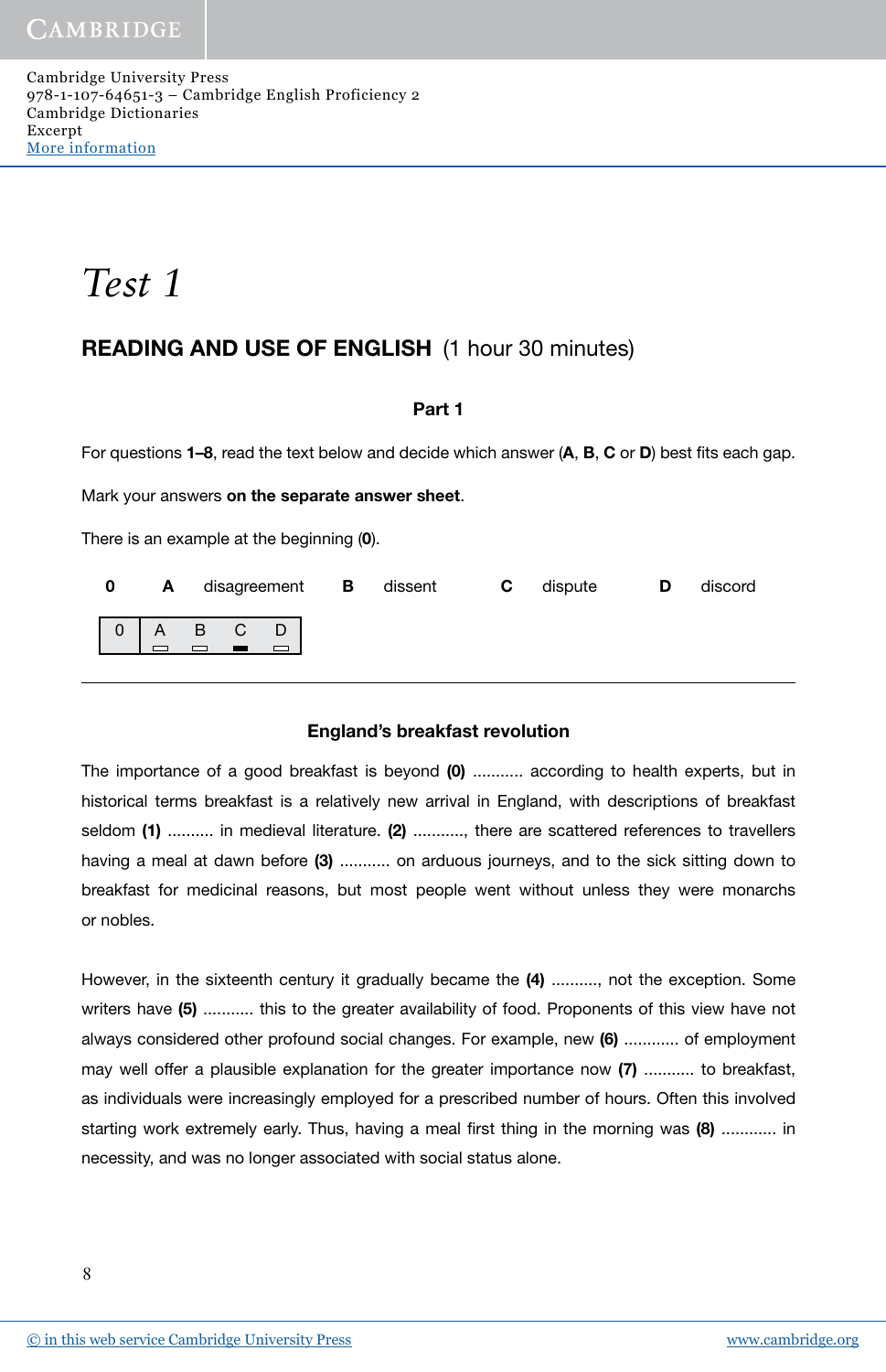Cambridge University Press
978-1-107-64651-3 – Cambridge English Proficiency 2
Cambridge Dictionaries
Excerpt
More information

# *Test 1*

## READING AND USE OF ENGLISH (1 hour 30 minutes)

### Part 1

For questions **1–8**, read the text below and decide which answer (**A**, **B**, **C** or **D**) best fits each gap.

Mark your answers **on the separate answer sheet**.

There is an example at the beginning (**0**).

**0** **A** disagreement **B** dissent **C** dispute **D** discord

| 0 | A | B | C | D |
|---|---|---|---|---|
| | ▭ | ▭ | ▬ | ▭ |

---

### England's breakfast revolution

The importance of a good breakfast is beyond **(0)** ........... according to health experts, but in historical terms breakfast is a relatively new arrival in England, with descriptions of breakfast seldom **(1)** .......... in medieval literature. **(2)** ..........., there are scattered references to travellers having a meal at dawn before **(3)** ........... on arduous journeys, and to the sick sitting down to breakfast for medicinal reasons, but most people went without unless they were monarchs or nobles.

However, in the sixteenth century it gradually became the **(4)** .........., not the exception. Some writers have **(5)** ........... this to the greater availability of food. Proponents of this view have not always considered other profound social changes. For example, new **(6)** ............ of employment may well offer a plausible explanation for the greater importance now **(7)** ........... to breakfast, as individuals were increasingly employed for a prescribed number of hours. Often this involved starting work extremely early. Thus, having a meal first thing in the morning was **(8)** ............ in necessity, and was no longer associated with social status alone.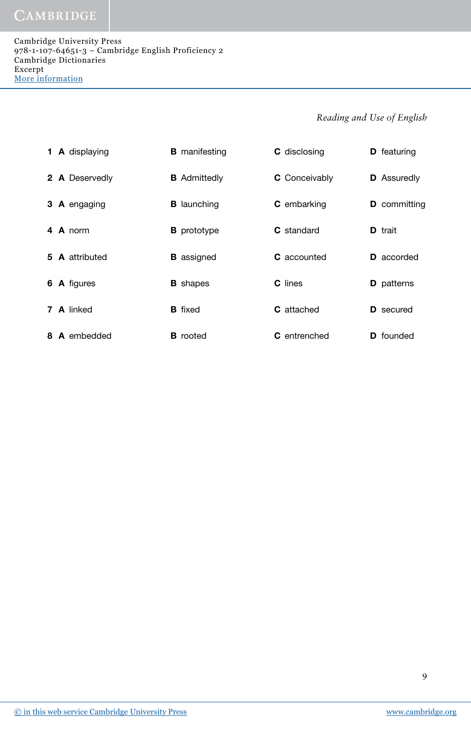| | A | B | C | D |
|---|---|---|---|---|
| **1** | **A** displaying | **B** manifesting | **C** disclosing | **D** featuring |
| **2** | **A** Deservedly | **B** Admittedly | **C** Conceivably | **D** Assuredly |
| **3** | **A** engaging | **B** launching | **C** embarking | **D** committing |
| **4** | **A** norm | **B** prototype | **C** standard | **D** trait |
| **5** | **A** attributed | **B** assigned | **C** accounted | **D** accorded |
| **6** | **A** figures | **B** shapes | **C** lines | **D** patterns |
| **7** | **A** linked | **B** fixed | **C** attached | **D** secured |
| **8** | **A** embedded | **B** rooted | **C** entrenched | **D** founded |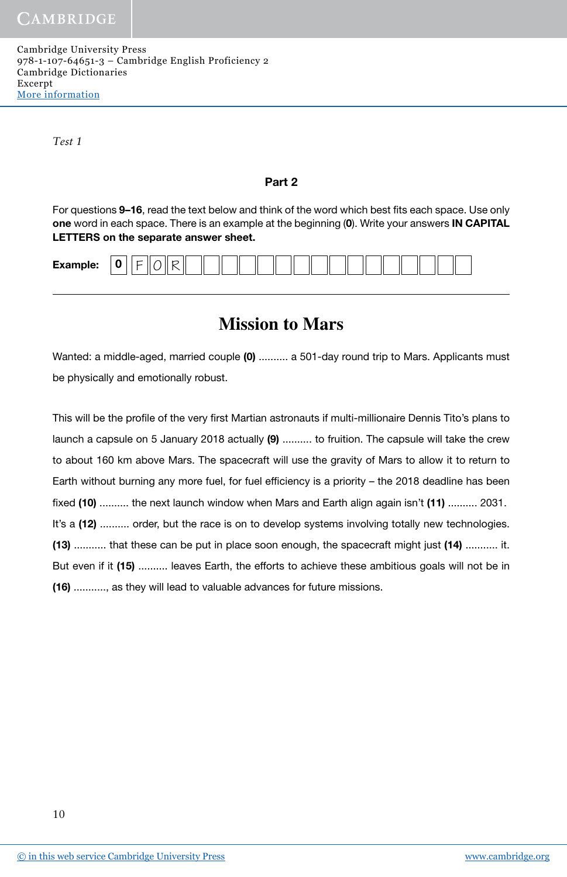*Test 1*

## Part 2

For questions **9–16**, read the text below and think of the word which best fits each space. Use only **one** word in each space. There is an example at the beginning (**0**). Write your answers **IN CAPITAL LETTERS on the separate answer sheet.**

**Example:** | **0** | F | O | R |

---

# Mission to Mars

Wanted: a middle-aged, married couple **(0)** .......... a 501-day round trip to Mars. Applicants must be physically and emotionally robust.

This will be the profile of the very first Martian astronauts if multi-millionaire Dennis Tito's plans to launch a capsule on 5 January 2018 actually **(9)** .......... to fruition. The capsule will take the crew to about 160 km above Mars. The spacecraft will use the gravity of Mars to allow it to return to Earth without burning any more fuel, for fuel efficiency is a priority – the 2018 deadline has been fixed **(10)** .......... the next launch window when Mars and Earth align again isn't **(11)** .......... 2031. It's a **(12)** .......... order, but the race is on to develop systems involving totally new technologies. **(13)** ........... that these can be put in place soon enough, the spacecraft might just **(14)** ........... it. But even if it **(15)** .......... leaves Earth, the efforts to achieve these ambitious goals will not be in **(16)** ..........., as they will lead to valuable advances for future missions.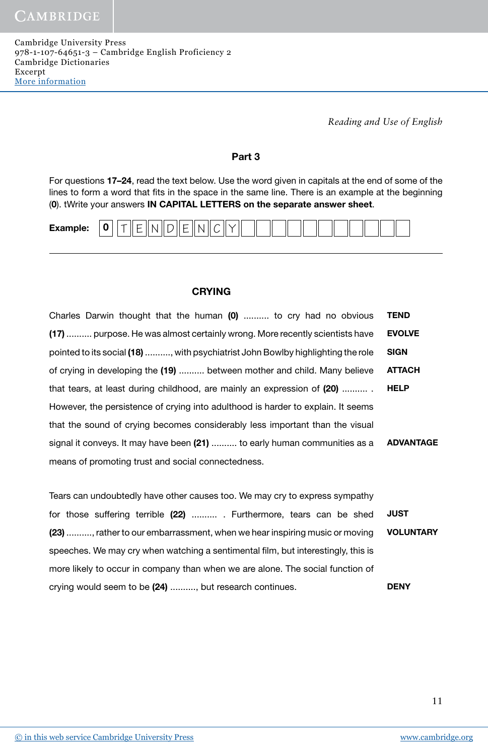## Part 3

For questions **17–24**, read the text below. Use the word given in capitals at the end of some of the lines to form a word that fits in the space in the same line. There is an example at the beginning (**0**). tWrite your answers **IN CAPITAL LETTERS on the separate answer sheet**.

**Example:** | **0** | T | E | N | D | E | N | C | Y |

---

### CRYING

| | |
|---|---|
| Charles Darwin thought that the human **(0)** .......... to cry had no obvious | **TEND** |
| **(17)** .......... purpose. He was almost certainly wrong. More recently scientists have | **EVOLVE** |
| pointed to its social **(18)** .........., with psychiatrist John Bowlby highlighting the role | **SIGN** |
| of crying in developing the **(19)** .......... between mother and child. Many believe | **ATTACH** |
| that tears, at least during childhood, are mainly an expression of **(20)** .......... . | **HELP** |
| However, the persistence of crying into adulthood is harder to explain. It seems | |
| that the sound of crying becomes considerably less important than the visual | |
| signal it conveys. It may have been **(21)** .......... to early human communities as a | **ADVANTAGE** |
| means of promoting trust and social connectedness. | |
| | |
| Tears can undoubtedly have other causes too. We may cry to express sympathy | |
| for those suffering terrible **(22)** .......... . Furthermore, tears can be shed | **JUST** |
| **(23)** .........., rather to our embarrassment, when we hear inspiring music or moving | **VOLUNTARY** |
| speeches. We may cry when watching a sentimental film, but interestingly, this is | |
| more likely to occur in company than when we are alone. The social function of | |
| crying would seem to be **(24)** .........., but research continues. | **DENY** |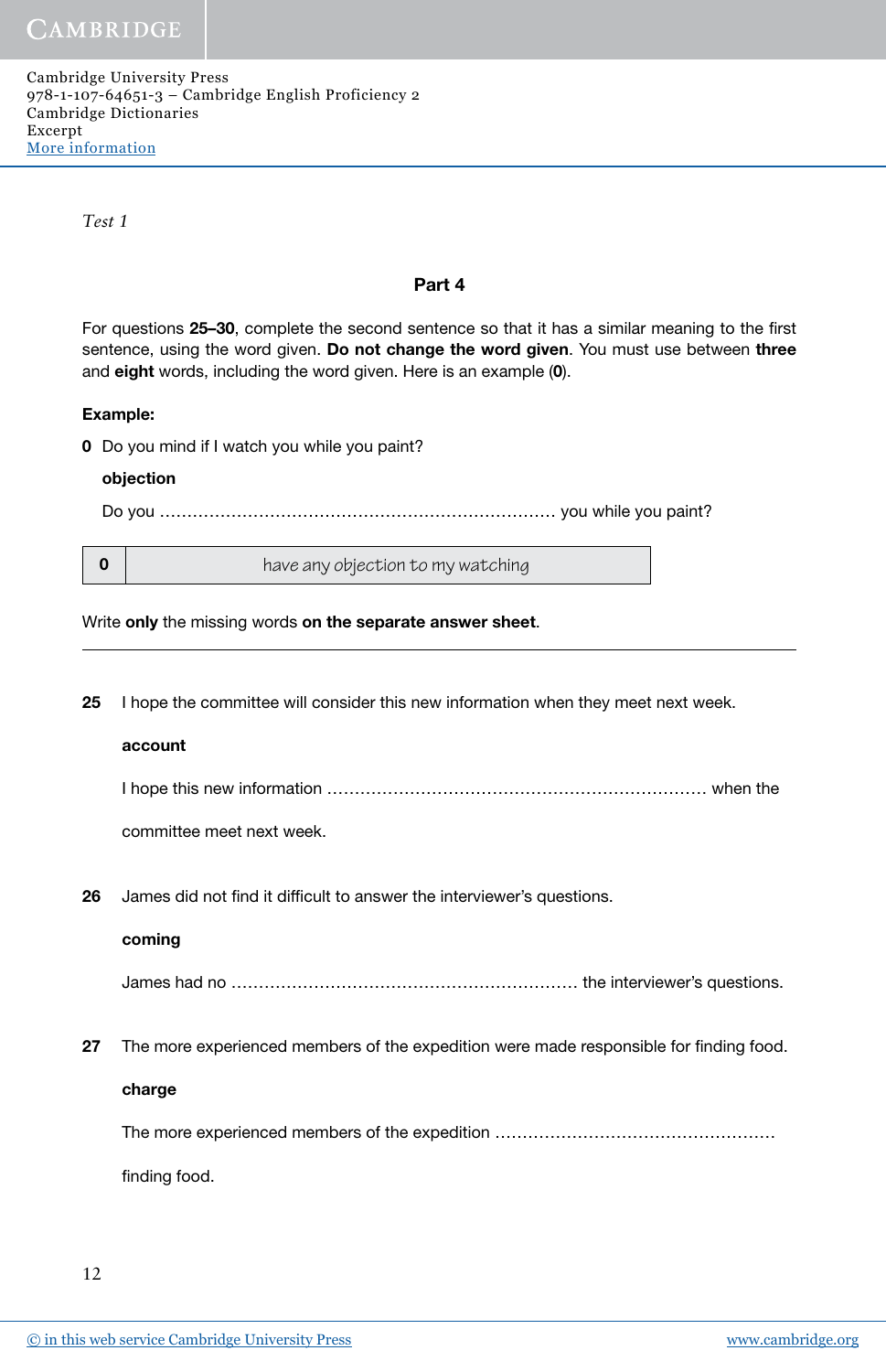*Test 1*

## Part 4

For questions **25–30**, complete the second sentence so that it has a similar meaning to the first sentence, using the word given. **Do not change the word given**. You must use between **three** and **eight** words, including the word given. Here is an example (**0**).

**Example:**

**0** Do you mind if I watch you while you paint?

**objection**

Do you ....................................................................... you while you paint?

| 0 | have any objection to my watching |
|---|---|

Write **only** the missing words **on the separate answer sheet**.

---

**25** I hope the committee will consider this new information when they meet next week.

**account**

I hope this new information .................................................................. when the committee meet next week.

**26** James did not find it difficult to answer the interviewer's questions.

**coming**

James had no ............................................................. the interviewer's questions.

**27** The more experienced members of the expedition were made responsible for finding food.

**charge**

The more experienced members of the expedition ................................................. finding food.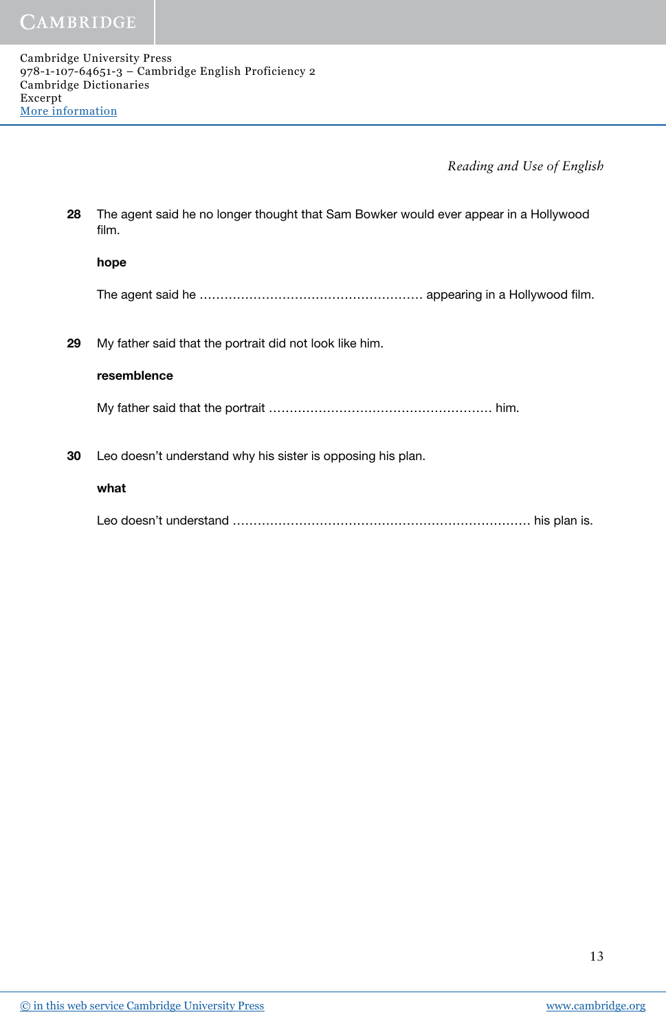**28** The agent said he no longer thought that Sam Bowker would ever appear in a Hollywood film.

**hope**

The agent said he ………………………………………………… appearing in a Hollywood film.

**29** My father said that the portrait did not look like him.

**resemblence**

My father said that the portrait ………………………………………………… him.

**30** Leo doesn't understand why his sister is opposing his plan.

**what**

Leo doesn't understand ………………………………………………………………… his plan is.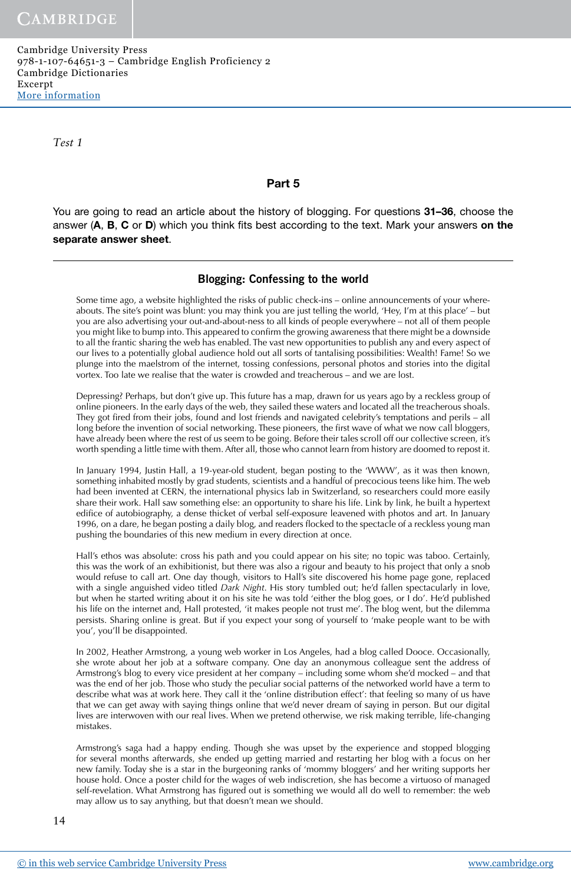Test 1

## Part 5

You are going to read an article about the history of blogging. For questions **31–36**, choose the answer (**A**, **B**, **C** or **D**) which you think fits best according to the text. Mark your answers **on the separate answer sheet**.

### Blogging: Confessing to the world

Some time ago, a website highlighted the risks of public check-ins – online announcements of your whereabouts. The site's point was blunt: you may think you are just telling the world, 'Hey, I'm at this place' – but you are also advertising your out-and-about-ness to all kinds of people everywhere – not all of them people you might like to bump into. This appeared to confirm the growing awareness that there might be a downside to all the frantic sharing the web has enabled. The vast new opportunities to publish any and every aspect of our lives to a potentially global audience hold out all sorts of tantalising possibilities: Wealth! Fame! So we plunge into the maelstrom of the internet, tossing confessions, personal photos and stories into the digital vortex. Too late we realise that the water is crowded and treacherous – and we are lost.

Depressing? Perhaps, but don't give up. This future has a map, drawn for us years ago by a reckless group of online pioneers. In the early days of the web, they sailed these waters and located all the treacherous shoals. They got fired from their jobs, found and lost friends and navigated celebrity's temptations and perils – all long before the invention of social networking. These pioneers, the first wave of what we now call bloggers, have already been where the rest of us seem to be going. Before their tales scroll off our collective screen, it's worth spending a little time with them. After all, those who cannot learn from history are doomed to repost it.

In January 1994, Justin Hall, a 19-year-old student, began posting to the 'WWW', as it was then known, something inhabited mostly by grad students, scientists and a handful of precocious teens like him. The web had been invented at CERN, the international physics lab in Switzerland, so researchers could more easily share their work. Hall saw something else: an opportunity to share his life. Link by link, he built a hypertext edifice of autobiography, a dense thicket of verbal self-exposure leavened with photos and art. In January 1996, on a dare, he began posting a daily blog, and readers flocked to the spectacle of a reckless young man pushing the boundaries of this new medium in every direction at once.

Hall's ethos was absolute: cross his path and you could appear on his site; no topic was taboo. Certainly, this was the work of an exhibitionist, but there was also a rigour and beauty to his project that only a snob would refuse to call art. One day though, visitors to Hall's site discovered his home page gone, replaced with a single anguished video titled *Dark Night*. His story tumbled out; he'd fallen spectacularly in love, but when he started writing about it on his site he was told 'either the blog goes, or I do'. He'd published his life on the internet and, Hall protested, 'it makes people not trust me'. The blog went, but the dilemma persists. Sharing online is great. But if you expect your song of yourself to 'make people want to be with you', you'll be disappointed.

In 2002, Heather Armstrong, a young web worker in Los Angeles, had a blog called Dooce. Occasionally, she wrote about her job at a software company. One day an anonymous colleague sent the address of Armstrong's blog to every vice president at her company – including some whom she'd mocked – and that was the end of her job. Those who study the peculiar social patterns of the networked world have a term to describe what was at work here. They call it the 'online distribution effect': that feeling so many of us have that we can get away with saying things online that we'd never dream of saying in person. But our digital lives are interwoven with our real lives. When we pretend otherwise, we risk making terrible, life-changing mistakes.

Armstrong's saga had a happy ending. Though she was upset by the experience and stopped blogging for several months afterwards, she ended up getting married and restarting her blog with a focus on her new family. Today she is a star in the burgeoning ranks of 'mommy bloggers' and her writing supports her house hold. Once a poster child for the wages of web indiscretion, she has become a virtuoso of managed self-revelation. What Armstrong has figured out is something we would all do well to remember: the web may allow us to say anything, but that doesn't mean we should.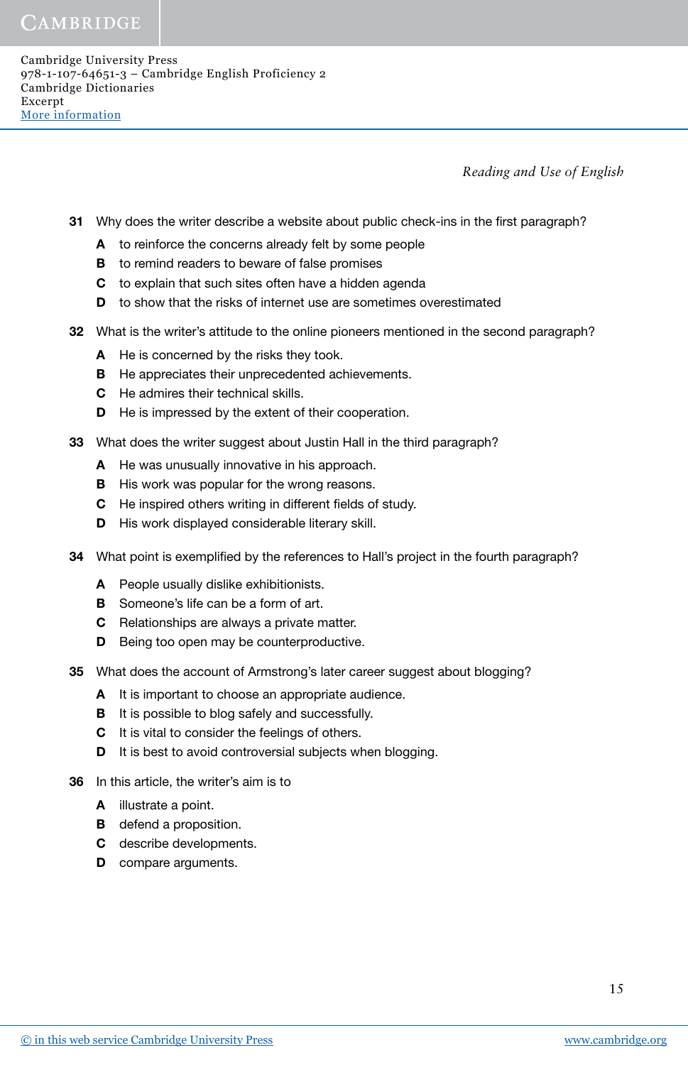**31** Why does the writer describe a website about public check-ins in the first paragraph?

- **A** to reinforce the concerns already felt by some people
- **B** to remind readers to beware of false promises
- **C** to explain that such sites often have a hidden agenda
- **D** to show that the risks of internet use are sometimes overestimated

**32** What is the writer's attitude to the online pioneers mentioned in the second paragraph?

- **A** He is concerned by the risks they took.
- **B** He appreciates their unprecedented achievements.
- **C** He admires their technical skills.
- **D** He is impressed by the extent of their cooperation.

**33** What does the writer suggest about Justin Hall in the third paragraph?

- **A** He was unusually innovative in his approach.
- **B** His work was popular for the wrong reasons.
- **C** He inspired others writing in different fields of study.
- **D** His work displayed considerable literary skill.

**34** What point is exemplified by the references to Hall's project in the fourth paragraph?

- **A** People usually dislike exhibitionists.
- **B** Someone's life can be a form of art.
- **C** Relationships are always a private matter.
- **D** Being too open may be counterproductive.

**35** What does the account of Armstrong's later career suggest about blogging?

- **A** It is important to choose an appropriate audience.
- **B** It is possible to blog safely and successfully.
- **C** It is vital to consider the feelings of others.
- **D** It is best to avoid controversial subjects when blogging.

**36** In this article, the writer's aim is to

- **A** illustrate a point.
- **B** defend a proposition.
- **C** describe developments.
- **D** compare arguments.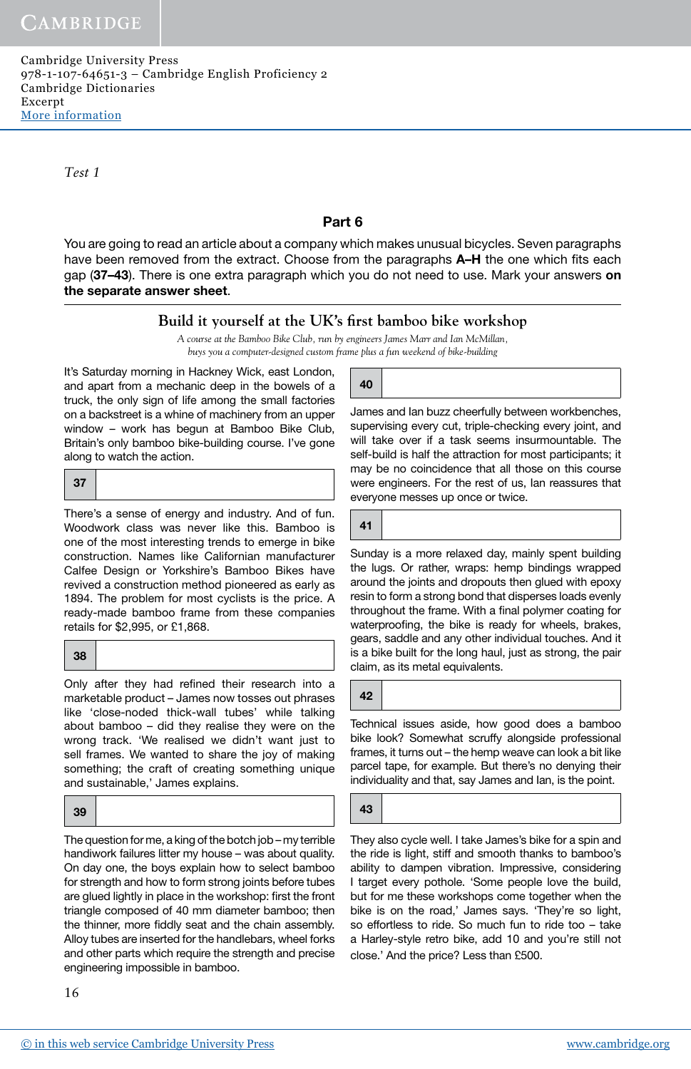Test 1

## Part 6

You are going to read an article about a company which makes unusual bicycles. Seven paragraphs have been removed from the extract. Choose from the paragraphs **A–H** the one which fits each gap (**37–43**). There is one extra paragraph which you do not need to use. Mark your answers **on the separate answer sheet**.

### Build it yourself at the UK's first bamboo bike workshop

*A course at the Bamboo Bike Club, run by engineers James Marr and Ian McMillan, buys you a computer-designed custom frame plus a fun weekend of bike-building*

It's Saturday morning in Hackney Wick, east London, and apart from a mechanic deep in the bowels of a truck, the only sign of life among the small factories on a backstreet is a whine of machinery from an upper window – work has begun at Bamboo Bike Club, Britain's only bamboo bike-building course. I've gone along to watch the action.

**37**

There's a sense of energy and industry. And of fun. Woodwork class was never like this. Bamboo is one of the most interesting trends to emerge in bike construction. Names like Californian manufacturer Calfee Design or Yorkshire's Bamboo Bikes have revived a construction method pioneered as early as 1894. The problem for most cyclists is the price. A ready-made bamboo frame from these companies retails for $2,995, or £1,868.

**38**

Only after they had refined their research into a marketable product – James now tosses out phrases like 'close-noded thick-wall tubes' while talking about bamboo – did they realise they were on the wrong track. 'We realised we didn't want just to sell frames. We wanted to share the joy of making something; the craft of creating something unique and sustainable,' James explains.

**39**

The question for me, a king of the botch job – my terrible handiwork failures litter my house – was about quality. On day one, the boys explain how to select bamboo for strength and how to form strong joints before tubes are glued lightly in place in the workshop: first the front triangle composed of 40 mm diameter bamboo; then the thinner, more fiddly seat and the chain assembly. Alloy tubes are inserted for the handlebars, wheel forks and other parts which require the strength and precise engineering impossible in bamboo.

**40**

James and Ian buzz cheerfully between workbenches, supervising every cut, triple-checking every joint, and will take over if a task seems insurmountable. The self-build is half the attraction for most participants; it may be no coincidence that all those on this course were engineers. For the rest of us, Ian reassures that everyone messes up once or twice.

**41**

Sunday is a more relaxed day, mainly spent building the lugs. Or rather, wraps: hemp bindings wrapped around the joints and dropouts then glued with epoxy resin to form a strong bond that disperses loads evenly throughout the frame. With a final polymer coating for waterproofing, the bike is ready for wheels, brakes, gears, saddle and any other individual touches. And it is a bike built for the long haul, just as strong, the pair claim, as its metal equivalents.

**42**

Technical issues aside, how good does a bamboo bike look? Somewhat scruffy alongside professional frames, it turns out – the hemp weave can look a bit like parcel tape, for example. But there's no denying their individuality and that, say James and Ian, is the point.

**43**

They also cycle well. I take James's bike for a spin and the ride is light, stiff and smooth thanks to bamboo's ability to dampen vibration. Impressive, considering I target every pothole. 'Some people love the build, but for me these workshops come together when the bike is on the road,' James says. 'They're so light, so effortless to ride. So much fun to ride too – take a Harley-style retro bike, add 10 and you're still not close.' And the price? Less than £500.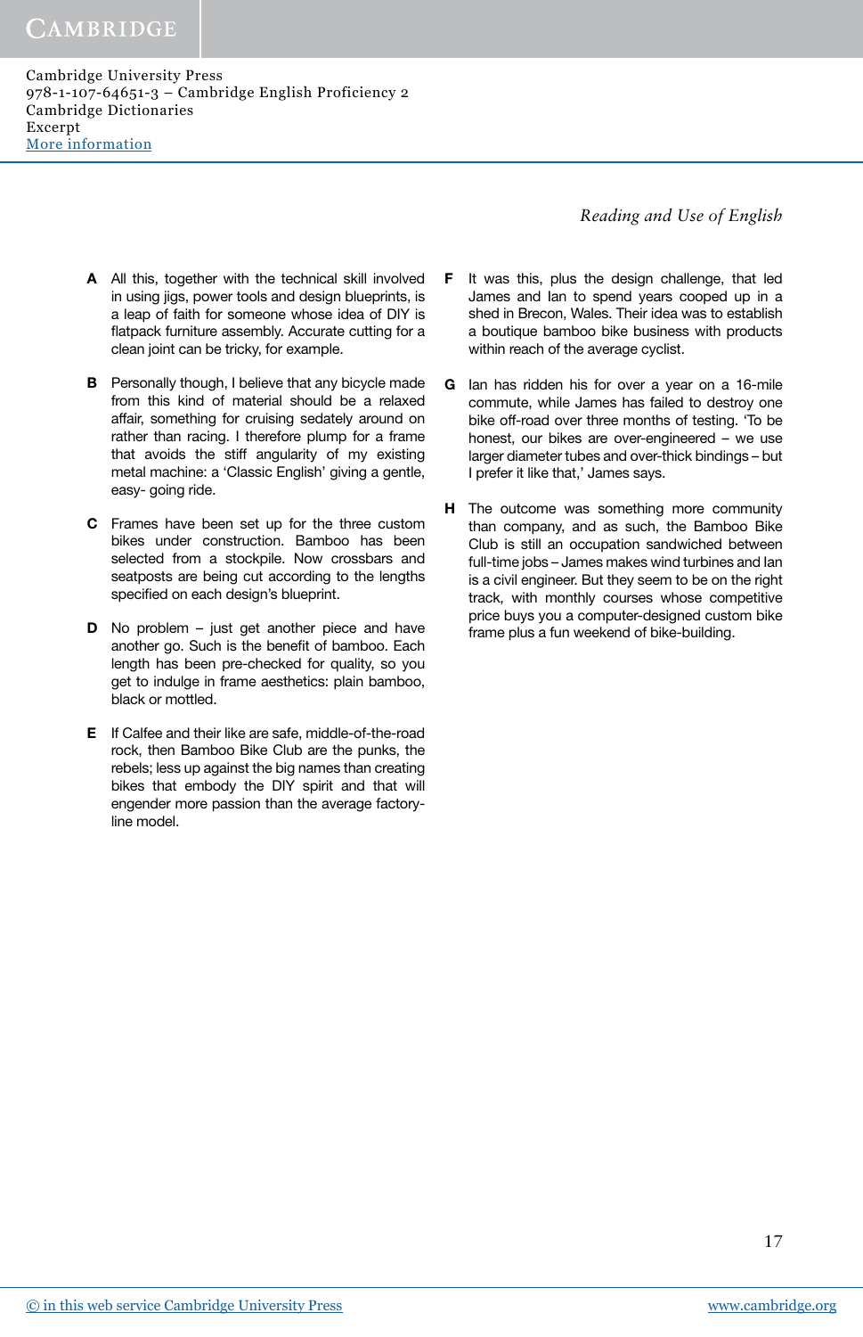**A** All this, together with the technical skill involved in using jigs, power tools and design blueprints, is a leap of faith for someone whose idea of DIY is flatpack furniture assembly. Accurate cutting for a clean joint can be tricky, for example.

**B** Personally though, I believe that any bicycle made from this kind of material should be a relaxed affair, something for cruising sedately around on rather than racing. I therefore plump for a frame that avoids the stiff angularity of my existing metal machine: a 'Classic English' giving a gentle, easy- going ride.

**C** Frames have been set up for the three custom bikes under construction. Bamboo has been selected from a stockpile. Now crossbars and seatposts are being cut according to the lengths specified on each design's blueprint.

**D** No problem – just get another piece and have another go. Such is the benefit of bamboo. Each length has been pre-checked for quality, so you get to indulge in frame aesthetics: plain bamboo, black or mottled.

**E** If Calfee and their like are safe, middle-of-the-road rock, then Bamboo Bike Club are the punks, the rebels; less up against the big names than creating bikes that embody the DIY spirit and that will engender more passion than the average factory-line model.

**F** It was this, plus the design challenge, that led James and Ian to spend years cooped up in a shed in Brecon, Wales. Their idea was to establish a boutique bamboo bike business with products within reach of the average cyclist.

**G** Ian has ridden his for over a year on a 16-mile commute, while James has failed to destroy one bike off-road over three months of testing. 'To be honest, our bikes are over-engineered – we use larger diameter tubes and over-thick bindings – but I prefer it like that,' James says.

**H** The outcome was something more community than company, and as such, the Bamboo Bike Club is still an occupation sandwiched between full-time jobs – James makes wind turbines and Ian is a civil engineer. But they seem to be on the right track, with monthly courses whose competitive price buys you a computer-designed custom bike frame plus a fun weekend of bike-building.